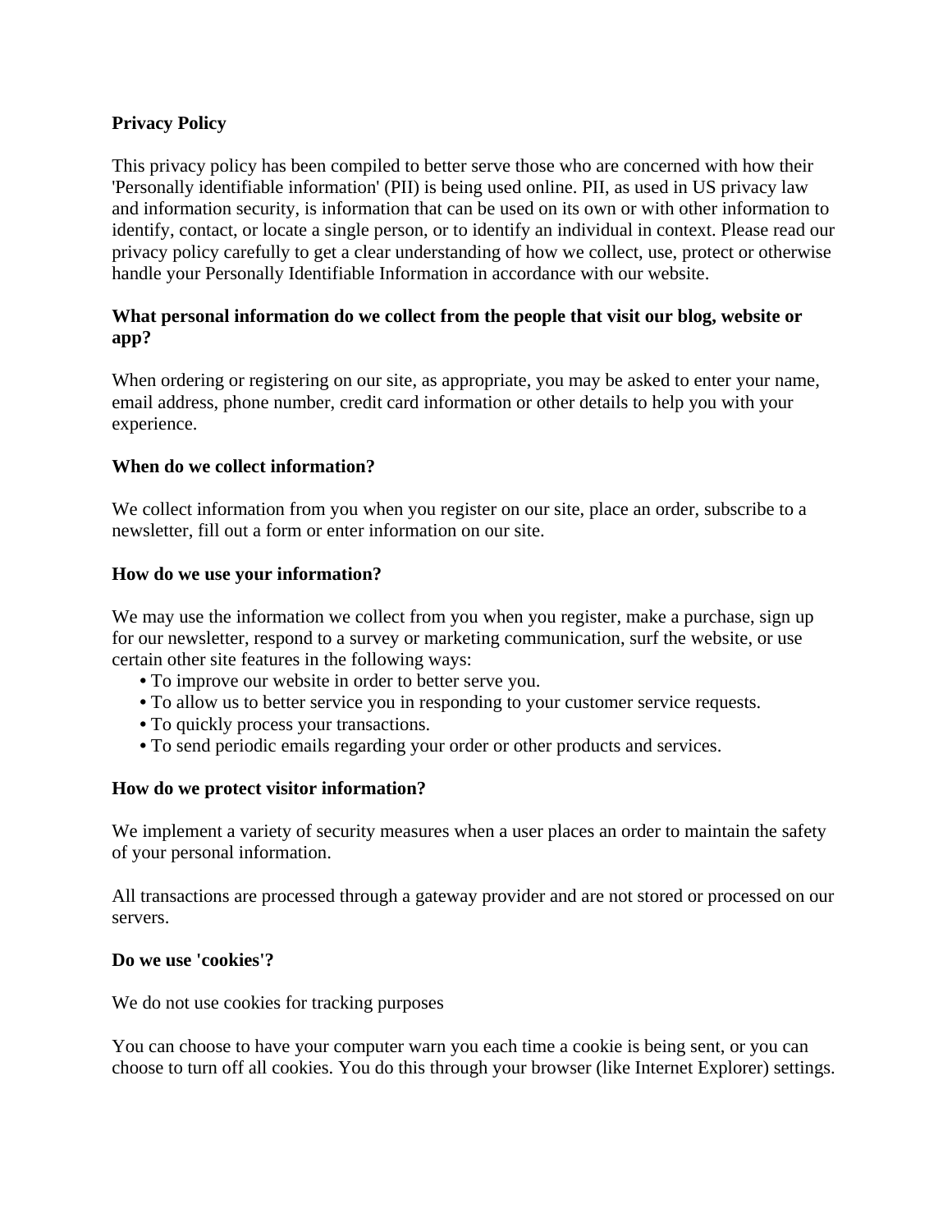**Privacy Policy**

This privacy policy has been compiled to better serve those who are concerned with how their 'Personally identifiable information' (PII) is being used online. PII, as used in US privacy law and information security, is information that can be used on its own or with other information to identify, contact, or locate a single person, or to identify an individual in context. Please read our privacy policy carefully to get a clear understanding of how we collect, use, protect or otherwise handle your Personally Identifiable Information in accordance with our website.

**What personal information do we collect from the people that visit our blog, website or app?**

When ordering or registering on our site, as appropriate, you may be asked to enter your name, email address, phone number, credit card information or other details to help you with your experience.

**When do we collect information?**

We collect information from you when you register on our site, place an order, subscribe to a newsletter, fill out a form or enter information on our site.

**How do we use your information?**

We may use the information we collect from you when you register, make a purchase, sign up for our newsletter, respond to a survey or marketing communication, surf the website, or use certain other site features in the following ways:

- To improve our website in order to better serve you.
- To allow us to better service you in responding to your customer service requests.
- To quickly process your transactions.
- To send periodic emails regarding your order or other products and services.

**How do we protect visitor information?**

We implement a variety of security measures when a user places an order to maintain the safety of your personal information.

All transactions are processed through a gateway provider and are not stored or processed on our servers.

**Do we use 'cookies'?**

We do not use cookies for tracking purposes

You can choose to have your computer warn you each time a cookie is being sent, or you can choose to turn off all cookies. You do this through your browser (like Internet Explorer) settings.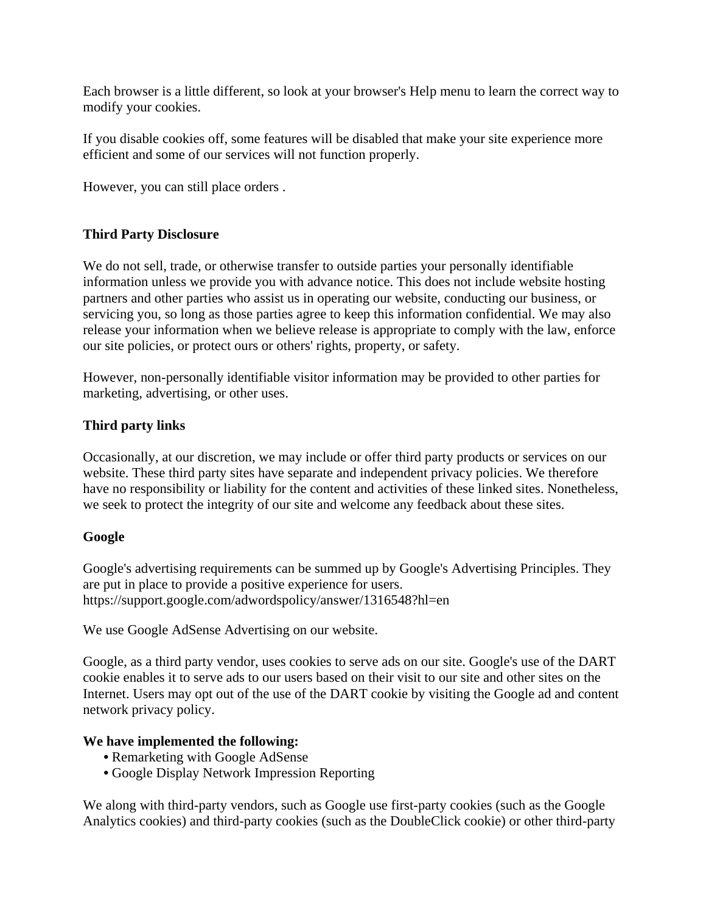Each browser is a little different, so look at your browser's Help menu to learn the correct way to modify your cookies.

If you disable cookies off, some features will be disabled that make your site experience more efficient and some of our services will not function properly.

However, you can still place orders .

**Third Party Disclosure**

We do not sell, trade, or otherwise transfer to outside parties your personally identifiable information unless we provide you with advance notice. This does not include website hosting partners and other parties who assist us in operating our website, conducting our business, or servicing you, so long as those parties agree to keep this information confidential. We may also release your information when we believe release is appropriate to comply with the law, enforce our site policies, or protect ours or others' rights, property, or safety.

However, non-personally identifiable visitor information may be provided to other parties for marketing, advertising, or other uses.

**Third party links**

Occasionally, at our discretion, we may include or offer third party products or services on our website. These third party sites have separate and independent privacy policies. We therefore have no responsibility or liability for the content and activities of these linked sites. Nonetheless, we seek to protect the integrity of our site and welcome any feedback about these sites.

**Google**

Google's advertising requirements can be summed up by Google's Advertising Principles. They are put in place to provide a positive experience for users.
https://support.google.com/adwordspolicy/answer/1316548?hl=en

We use Google AdSense Advertising on our website.

Google, as a third party vendor, uses cookies to serve ads on our site. Google's use of the DART cookie enables it to serve ads to our users based on their visit to our site and other sites on the Internet. Users may opt out of the use of the DART cookie by visiting the Google ad and content network privacy policy.

**We have implemented the following:**

- Remarketing with Google AdSense
- Google Display Network Impression Reporting

We along with third-party vendors, such as Google use first-party cookies (such as the Google Analytics cookies) and third-party cookies (such as the DoubleClick cookie) or other third-party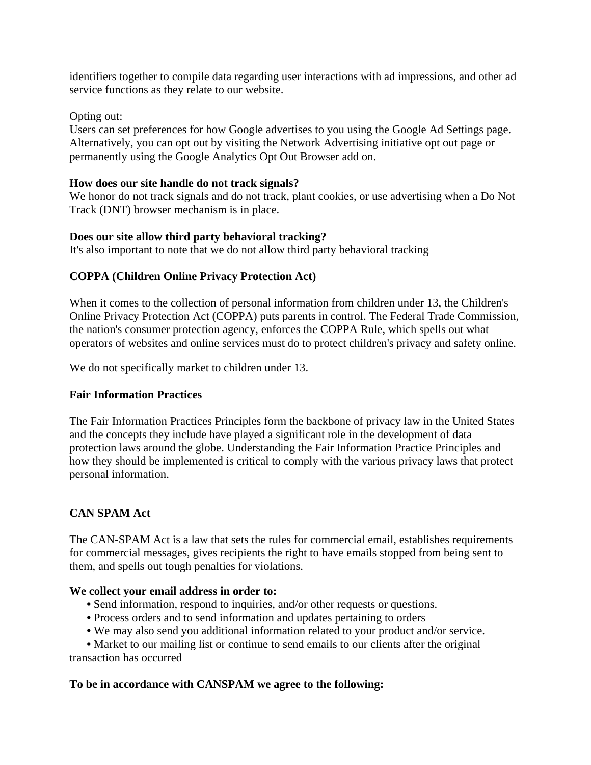identifiers together to compile data regarding user interactions with ad impressions, and other ad service functions as they relate to our website.

Opting out:
Users can set preferences for how Google advertises to you using the Google Ad Settings page. Alternatively, you can opt out by visiting the Network Advertising initiative opt out page or permanently using the Google Analytics Opt Out Browser add on.

**How does our site handle do not track signals?**
We honor do not track signals and do not track, plant cookies, or use advertising when a Do Not Track (DNT) browser mechanism is in place.

**Does our site allow third party behavioral tracking?**
It's also important to note that we do not allow third party behavioral tracking

**COPPA (Children Online Privacy Protection Act)**

When it comes to the collection of personal information from children under 13, the Children's Online Privacy Protection Act (COPPA) puts parents in control. The Federal Trade Commission, the nation's consumer protection agency, enforces the COPPA Rule, which spells out what operators of websites and online services must do to protect children's privacy and safety online.

We do not specifically market to children under 13.

**Fair Information Practices**

The Fair Information Practices Principles form the backbone of privacy law in the United States and the concepts they include have played a significant role in the development of data protection laws around the globe. Understanding the Fair Information Practice Principles and how they should be implemented is critical to comply with the various privacy laws that protect personal information.

**CAN SPAM Act**

The CAN-SPAM Act is a law that sets the rules for commercial email, establishes requirements for commercial messages, gives recipients the right to have emails stopped from being sent to them, and spells out tough penalties for violations.

**We collect your email address in order to:**

- Send information, respond to inquiries, and/or other requests or questions.
- Process orders and to send information and updates pertaining to orders
- We may also send you additional information related to your product and/or service.
- Market to our mailing list or continue to send emails to our clients after the original transaction has occurred

**To be in accordance with CANSPAM we agree to the following:**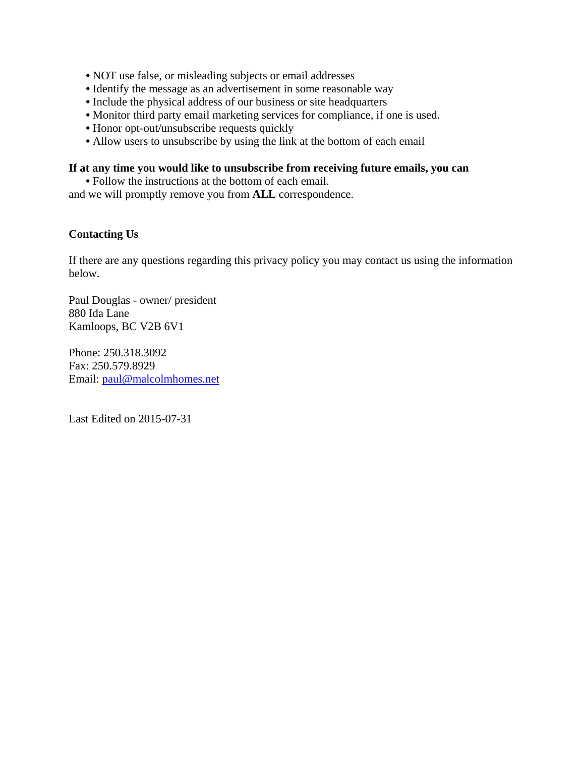- NOT use false, or misleading subjects or email addresses
- Identify the message as an advertisement in some reasonable way
- Include the physical address of our business or site headquarters
- Monitor third party email marketing services for compliance, if one is used.
- Honor opt-out/unsubscribe requests quickly
- Allow users to unsubscribe by using the link at the bottom of each email

**If at any time you would like to unsubscribe from receiving future emails, you can**

- Follow the instructions at the bottom of each email.

and we will promptly remove you from **ALL** correspondence.

**Contacting Us**

If there are any questions regarding this privacy policy you may contact us using the information below.

Paul Douglas - owner/ president
880 Ida Lane
Kamloops, BC V2B 6V1

Phone: 250.318.3092
Fax: 250.579.8929
Email: paul@malcolmhomes.net

Last Edited on 2015-07-31